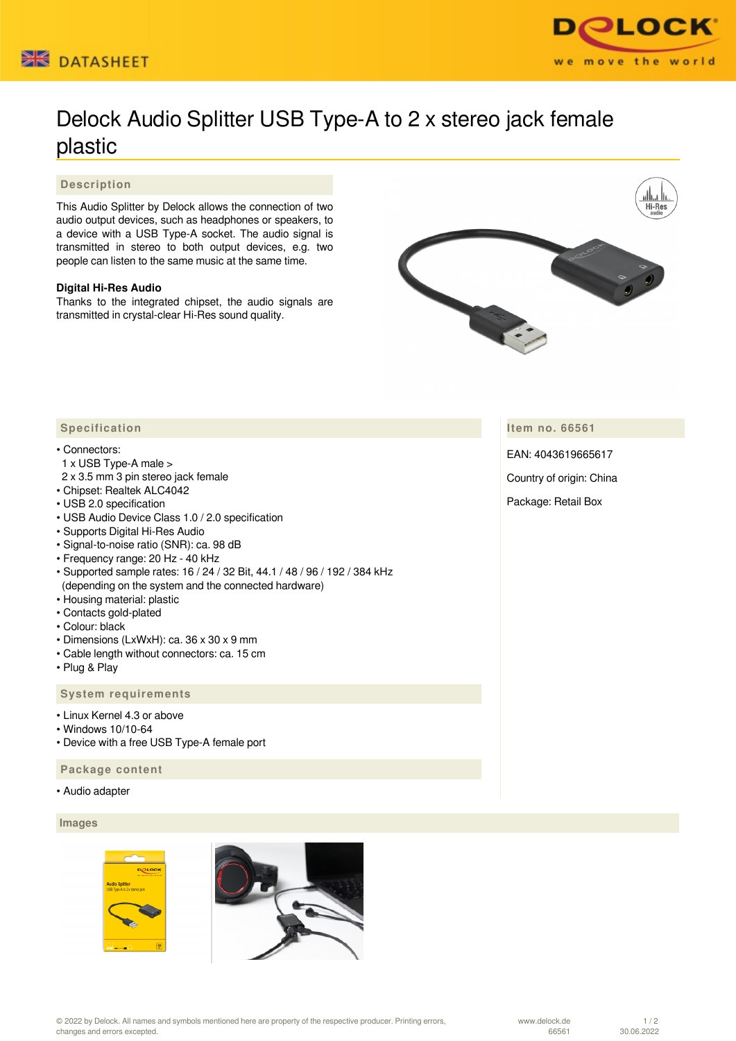DATASHEET

# Delock Audio Splitter USB Type-A to 2 x stereo jack female plastic

## Description

This Audio Splitter by Delock allows the connection of two audio output devices, such as headphones or speakers, to a device with a USB Type-A socket. The audio signal is transmitted in stereo to both output devices, e.g. two people can listen to the same music at the same time.

**Digital Hi-Res Audio**
Thanks to the integrated chipset, the audio signals are transmitted in crystal-clear Hi-Res sound quality.

## Specification

- Connectors:
  1 x USB Type-A male >
  2 x 3.5 mm 3 pin stereo jack female
- Chipset: Realtek ALC4042
- USB 2.0 specification
- USB Audio Device Class 1.0 / 2.0 specification
- Supports Digital Hi-Res Audio
- Signal-to-noise ratio (SNR): ca. 98 dB
- Frequency range: 20 Hz - 40 kHz
- Supported sample rates: 16 / 24 / 32 Bit, 44.1 / 48 / 96 / 192 / 384 kHz (depending on the system and the connected hardware)
- Housing material: plastic
- Contacts gold-plated
- Colour: black
- Dimensions (LxWxH): ca. 36 x 30 x 9 mm
- Cable length without connectors: ca. 15 cm
- Plug & Play

## System requirements

- Linux Kernel 4.3 or above
- Windows 10/10-64
- Device with a free USB Type-A female port

## Package content

- Audio adapter

## Item no. 66561

EAN: 4043619665617

Country of origin: China

Package: Retail Box

## Images

© 2022 by Delock. All names and symbols mentioned here are property of the respective producer. Printing errors, changes and errors excepted.

www.delock.de
66561
30.06.2022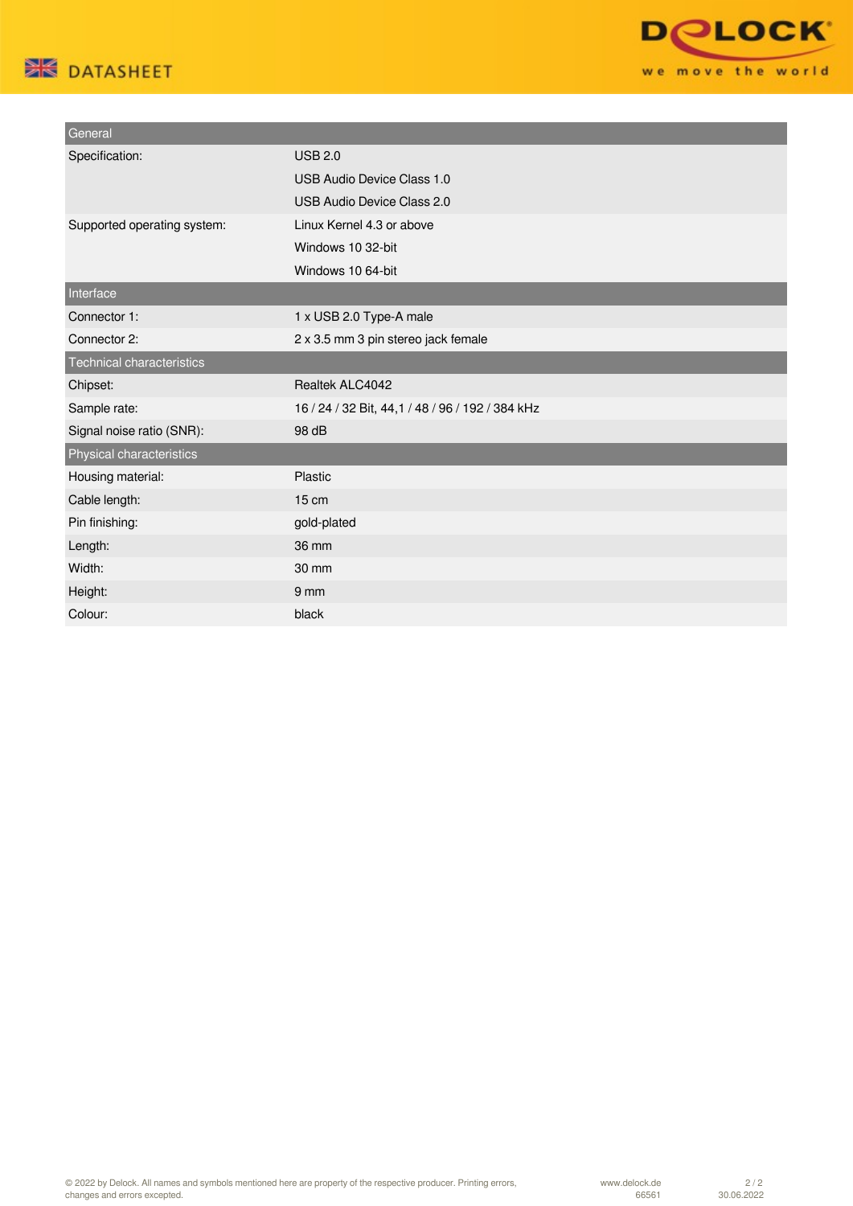| | |
|---|---|
| **General** | |
| Specification: | USB 2.0<br>USB Audio Device Class 1.0<br>USB Audio Device Class 2.0 |
| Supported operating system: | Linux Kernel 4.3 or above<br>Windows 10 32-bit<br>Windows 10 64-bit |
| **Interface** | |
| Connector 1: | 1 x USB 2.0 Type-A male |
| Connector 2: | 2 x 3.5 mm 3 pin stereo jack female |
| **Technical characteristics** | |
| Chipset: | Realtek ALC4042 |
| Sample rate: | 16 / 24 / 32 Bit, 44,1 / 48 / 96 / 192 / 384 kHz |
| Signal noise ratio (SNR): | 98 dB |
| **Physical characteristics** | |
| Housing material: | Plastic |
| Cable length: | 15 cm |
| Pin finishing: | gold-plated |
| Length: | 36 mm |
| Width: | 30 mm |
| Height: | 9 mm |
| Colour: | black |

© 2022 by Delock. All names and symbols mentioned here are property of the respective producer. Printing errors, changes and errors excepted.

www.delock.de
66561
30.06.2022